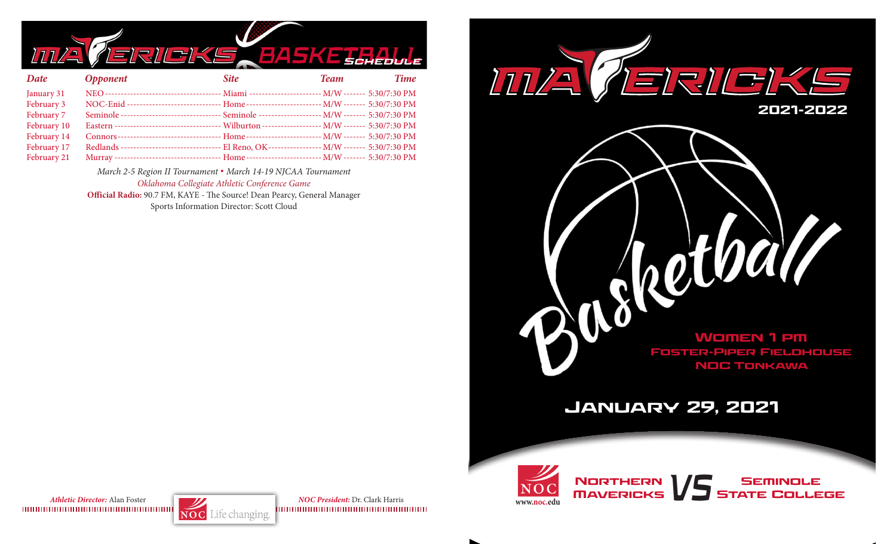# MAVERICKS BASKETBALL SCHEDULE

| Date | Opponent | Site | Team | Time |
|---|---|---|---|---|
| January 31 | NEO | Miami | M/W | 5:30/7:30 PM |
| February 3 | NOC-Enid | Home | M/W | 5:30/7:30 PM |
| February 7 | Seminole | Seminole | M/W | 5:30/7:30 PM |
| February 10 | Eastern | Wilburton | M/W | 5:30/7:30 PM |
| February 14 | Connors | Home | M/W | 5:30/7:30 PM |
| February 17 | Redlands | El Reno, OK | M/W | 5:30/7:30 PM |
| February 21 | Murray | Home | M/W | 5:30/7:30 PM |

*March 2-5 Region II Tournament ▪ March 14-19 NJCAA Tournament*

*Oklahoma Collegiate Athletic Conference Game*

**Official Radio:** 90.7 FM, KAYE - The Source! Dean Pearcy, General Manager

Sports Information Director: Scott Cloud

***Athletic Director:*** Alan Foster

NOC Life changing.

***NOC President:*** Dr. Clark Harris

# MAVERICKS

## 2021-2022

# Basketball

**WOMEN 1 PM**

**FOSTER-PIPER FIELDHOUSE**

**NOC TONKAWA**

## JANUARY 29, 2021

NOC www.noc.edu

**NORTHERN MAVERICKS VS SEMINOLE STATE COLLEGE**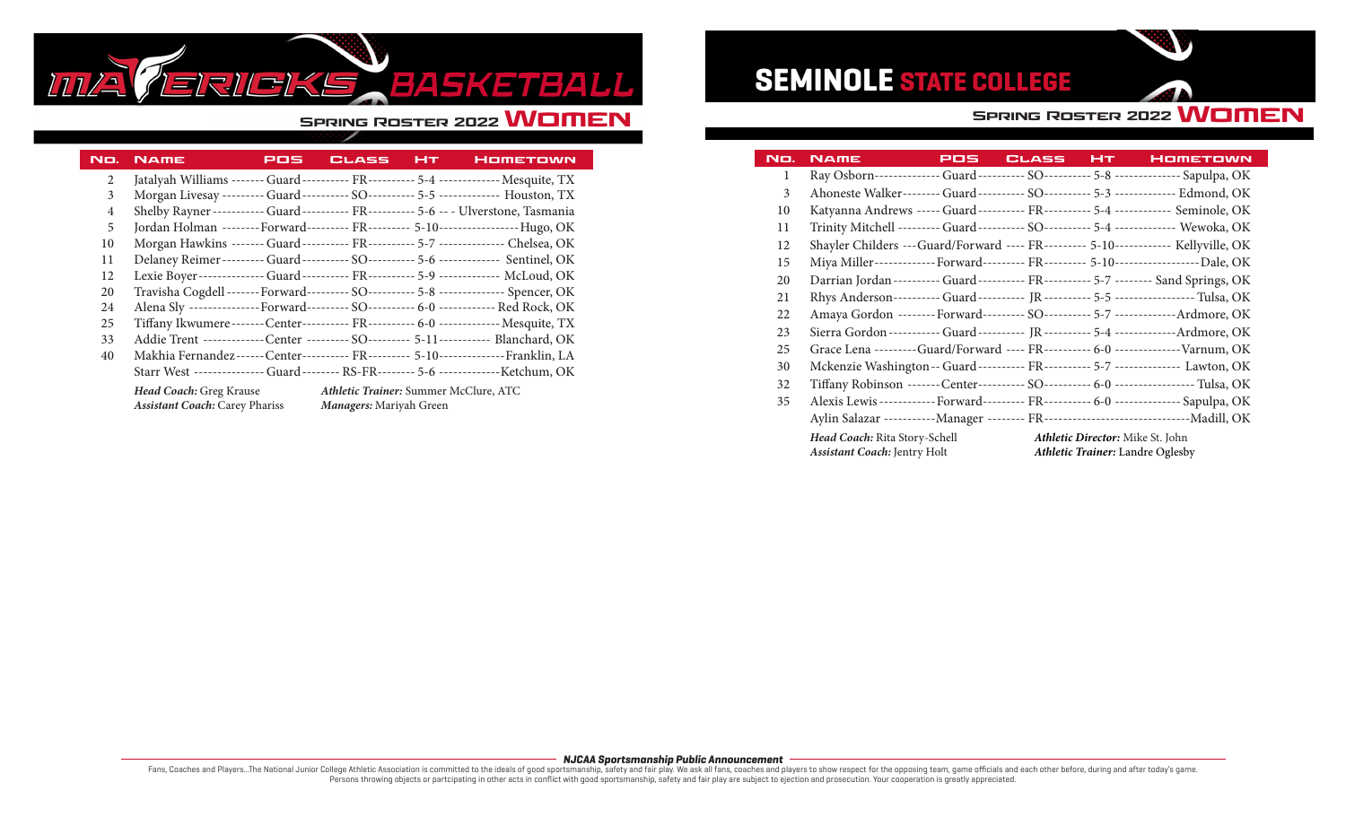# MAVERICKS BASKETBALL

## SPRING ROSTER 2022 WOMEN

| No. | Name | Pos | Class | Ht | Hometown |
|---|---|---|---|---|---|
| 2 | Jatalyah Williams | Guard | FR | 5-4 | Mesquite, TX |
| 3 | Morgan Livesay | Guard | SO | 5-5 | Houston, TX |
| 4 | Shelby Rayner | Guard | FR | 5-6 | Ulverstone, Tasmania |
| 5 | Jordan Holman | Forward | FR | 5-10 | Hugo, OK |
| 10 | Morgan Hawkins | Guard | FR | 5-7 | Chelsea, OK |
| 11 | Delaney Reimer | Guard | SO | 5-6 | Sentinel, OK |
| 12 | Lexie Boyer | Guard | FR | 5-9 | McLoud, OK |
| 20 | Travisha Cogdell | Forward | SO | 5-8 | Spencer, OK |
| 24 | Alena Sly | Forward | SO | 6-0 | Red Rock, OK |
| 25 | Tiffany Ikwumere | Center | FR | 6-0 | Mesquite, TX |
| 33 | Addie Trent | Center | SO | 5-11 | Blanchard, OK |
| 40 | Makhia Fernandez | Center | FR | 5-10 | Franklin, LA |
| | Starr West | Guard | RS-FR | 5-6 | Ketchum, OK |

***Head Coach:*** Greg Krause
***Assistant Coach:*** Carey Phariss
***Athletic Trainer:*** Summer McClure, ATC
***Managers:*** Mariyah Green

# SEMINOLE STATE COLLEGE

## SPRING ROSTER 2022 WOMEN

| No. | Name | Pos | Class | Ht | Hometown |
|---|---|---|---|---|---|
| 1 | Ray Osborn | Guard | SO | 5-8 | Sapulpa, OK |
| 3 | Ahoneste Walker | Guard | SO | 5-3 | Edmond, OK |
| 10 | Katyanna Andrews | Guard | FR | 5-4 | Seminole, OK |
| 11 | Trinity Mitchell | Guard | SO | 5-4 | Wewoka, OK |
| 12 | Shayler Childers | Guard/Forward | FR | 5-10 | Kellyville, OK |
| 15 | Miya Miller | Forward | FR | 5-10 | Dale, OK |
| 20 | Darrian Jordan | Guard | FR | 5-7 | Sand Springs, OK |
| 21 | Rhys Anderson | Guard | JR | 5-5 | Tulsa, OK |
| 22 | Amaya Gordon | Forward | SO | 5-7 | Ardmore, OK |
| 23 | Sierra Gordon | Guard | JR | 5-4 | Ardmore, OK |
| 25 | Grace Lena | Guard/Forward | FR | 6-0 | Varnum, OK |
| 30 | Mckenzie Washington | Guard | FR | 5-7 | Lawton, OK |
| 32 | Tiffany Robinson | Center | SO | 6-0 | Tulsa, OK |
| 35 | Alexis Lewis | Forward | FR | 6-0 | Sapulpa, OK |
| | Aylin Salazar | Manager | FR | | Madill, OK |

***Head Coach:*** Rita Story-Schell
***Assistant Coach:*** Jentry Holt
***Athletic Director:*** Mike St. John
***Athletic Trainer:*** Landre Oglesby

***NJCAA Sportsmanship Public Announcement***

Fans, Coaches and Players...The National Junior College Athletic Association is committed to the ideals of good sportsmanship, safety and fair play. We ask all fans, coaches and players to show respect for the opposing team, game officials and each other before, during and after today's game. Persons throwing objects or partcipating in other acts in conflict with good sportsmanship, safety and fair play are subject to ejection and prosecution. Your cooperation is greatly appreciated.